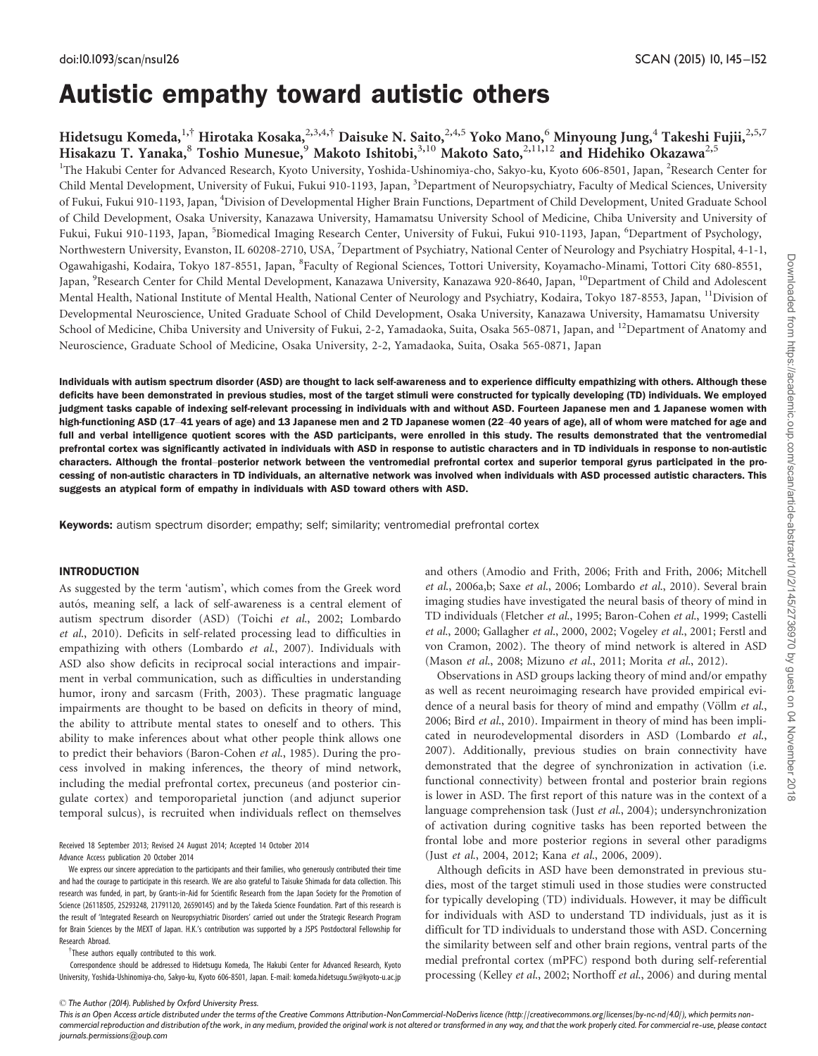# Autistic empathy toward autistic others

Hidetsugu Komeda,[1,†] Hirotaka Kosaka,[2,3,4,†] Daisuke N. Saito,[2,4,5] Yoko Mano,[6] Minyoung Jung,[4] Takeshi Fujii,[2,5,7] Hisakazu T. Yanaka,[8] Toshio Munesue,[9] Makoto Ishitobi,[3,10] Makoto Sato,[2,11,12] and Hidehiko Okazawa[2,5]

[1]The Hakubi Center for Advanced Research, Kyoto University, Yoshida-Ushinomiya-cho, Sakyo-ku, Kyoto 606-8501, Japan, [2]Research Center for Child Mental Development, University of Fukui, Fukui 910-1193, Japan, [3]Department of Neuropsychiatry, Faculty of Medical Sciences, University of Fukui, Fukui 910-1193, Japan, [4]Division of Developmental Higher Brain Functions, Department of Child Development, United Graduate School of Child Development, Osaka University, Kanazawa University, Hamamatsu University School of Medicine, Chiba University and University of Fukui, Fukui 910-1193, Japan, [5]Biomedical Imaging Research Center, University of Fukui, Fukui 910-1193, Japan, [6]Department of Psychology, Northwestern University, Evanston, IL 60208-2710, USA, [7]Department of Psychiatry, National Center of Neurology and Psychiatry Hospital, 4-1-1, Ogawahigashi, Kodaira, Tokyo 187-8551, Japan, [8]Faculty of Regional Sciences, Tottori University, Koyamacho-Minami, Tottori City 680-8551, Japan, [9]Research Center for Child Mental Development, Kanazawa University, Kanazawa 920-8640, Japan, [10]Department of Child and Adolescent Mental Health, National Institute of Mental Health, National Center of Neurology and Psychiatry, Kodaira, Tokyo 187-8553, Japan, [11]Division of Developmental Neuroscience, United Graduate School of Child Development, Osaka University, Kanazawa University, Hamamatsu University School of Medicine, Chiba University and University of Fukui, 2-2, Yamadaoka, Suita, Osaka 565-0871, Japan, and [12]Department of Anatomy and Neuroscience, Graduate School of Medicine, Osaka University, 2-2, Yamadaoka, Suita, Osaka 565-0871, Japan

**Individuals with autism spectrum disorder (ASD) are thought to lack self-awareness and to experience difficulty empathizing with others. Although these deficits have been demonstrated in previous studies, most of the target stimuli were constructed for typically developing (TD) individuals. We employed judgment tasks capable of indexing self-relevant processing in individuals with and without ASD. Fourteen Japanese men and 1 Japanese women with high-functioning ASD (17–41 years of age) and 13 Japanese men and 2 TD Japanese women (22–40 years of age), all of whom were matched for age and full and verbal intelligence quotient scores with the ASD participants, were enrolled in this study. The results demonstrated that the ventromedial prefrontal cortex was significantly activated in individuals with ASD in response to autistic characters and in TD individuals in response to non-autistic characters. Although the frontal–posterior network between the ventromedial prefrontal cortex and superior temporal gyrus participated in the processing of non-autistic characters in TD individuals, an alternative network was involved when individuals with ASD processed autistic characters. This suggests an atypical form of empathy in individuals with ASD toward others with ASD.**

**Keywords:** autism spectrum disorder; empathy; self; similarity; ventromedial prefrontal cortex

## INTRODUCTION

As suggested by the term 'autism', which comes from the Greek word autós, meaning self, a lack of self-awareness is a central element of autism spectrum disorder (ASD) (Toichi *et al.*, 2002; Lombardo *et al.*, 2010). Deficits in self-related processing lead to difficulties in empathizing with others (Lombardo *et al.*, 2007). Individuals with ASD also show deficits in reciprocal social interactions and impairment in verbal communication, such as difficulties in understanding humor, irony and sarcasm (Frith, 2003). These pragmatic language impairments are thought to be based on deficits in theory of mind, the ability to attribute mental states to oneself and to others. This ability to make inferences about what other people think allows one to predict their behaviors (Baron-Cohen *et al.*, 1985). During the process involved in making inferences, the theory of mind network, including the medial prefrontal cortex, precuneus (and posterior cingulate cortex) and temporoparietal junction (and adjunct superior temporal sulcus), is recruited when individuals reflect on themselves and others (Amodio and Frith, 2006; Frith and Frith, 2006; Mitchell *et al.*, 2006a,b; Saxe *et al.*, 2006; Lombardo *et al.*, 2010). Several brain imaging studies have investigated the neural basis of theory of mind in TD individuals (Fletcher *et al.*, 1995; Baron-Cohen *et al.*, 1999; Castelli *et al.*, 2000; Gallagher *et al.*, 2000, 2002; Vogeley *et al.*, 2001; Ferstl and von Cramon, 2002). The theory of mind network is altered in ASD (Mason *et al.*, 2008; Mizuno *et al.*, 2011; Morita *et al.*, 2012).

Observations in ASD groups lacking theory of mind and/or empathy as well as recent neuroimaging research have provided empirical evidence of a neural basis for theory of mind and empathy (Völlm *et al.*, 2006; Bird *et al.*, 2010). Impairment in theory of mind has been implicated in neurodevelopmental disorders in ASD (Lombardo *et al.*, 2007). Additionally, previous studies on brain connectivity have demonstrated that the degree of synchronization in activation (i.e. functional connectivity) between frontal and posterior brain regions is lower in ASD. The first report of this nature was in the context of a language comprehension task (Just *et al.*, 2004); undersynchronization of activation during cognitive tasks has been reported between the frontal lobe and more posterior regions in several other paradigms (Just *et al.*, 2004, 2012; Kana *et al.*, 2006, 2009).

Although deficits in ASD have been demonstrated in previous studies, most of the target stimuli used in those studies were constructed for typically developing (TD) individuals. However, it may be difficult for individuals with ASD to understand TD individuals, just as it is difficult for TD individuals to understand those with ASD. Concerning the similarity between self and other brain regions, ventral parts of the medial prefrontal cortex (mPFC) respond both during self-referential processing (Kelley *et al.*, 2002; Northoff *et al.*, 2006) and during mental

Received 18 September 2013; Revised 24 August 2014; Accepted 14 October 2014

Advance Access publication 20 October 2014

We express our sincere appreciation to the participants and their families, who generously contributed their time and had the courage to participate in this research. We are also grateful to Taisuke Shimada for data collection. This research was funded, in part, by Grants-in-Aid for Scientific Research from the Japan Society for the Promotion of Science (26118505, 25293248, 21791120, 26590145) and by the Takeda Science Foundation. Part of this research is the result of 'Integrated Research on Neuropsychiatric Disorders' carried out under the Strategic Research Program for Brain Sciences by the MEXT of Japan. H.K.'s contribution was supported by a JSPS Postdoctoral Fellowship for Research Abroad.

†These authors equally contributed to this work.

Correspondence should be addressed to Hidetsugu Komeda, The Hakubi Center for Advanced Research, Kyoto University, Yoshida-Ushinomiya-cho, Sakyo-ku, Kyoto 606-8501, Japan. E-mail: komeda.hidetsugu.5w@kyoto-u.ac.jp

© The Author (2014). Published by Oxford University Press.

This is an Open Access article distributed under the terms of the Creative Commons Attribution-NonCommercial-NoDerivs licence (http://creativecommons.org/licenses/by-nc-nd/4.0/), which permits non-commercial reproduction and distribution of the work, in any medium, provided the original work is not altered or transformed in any way, and that the work properly cited. For commercial re-use, please contact journals.permissions@oup.com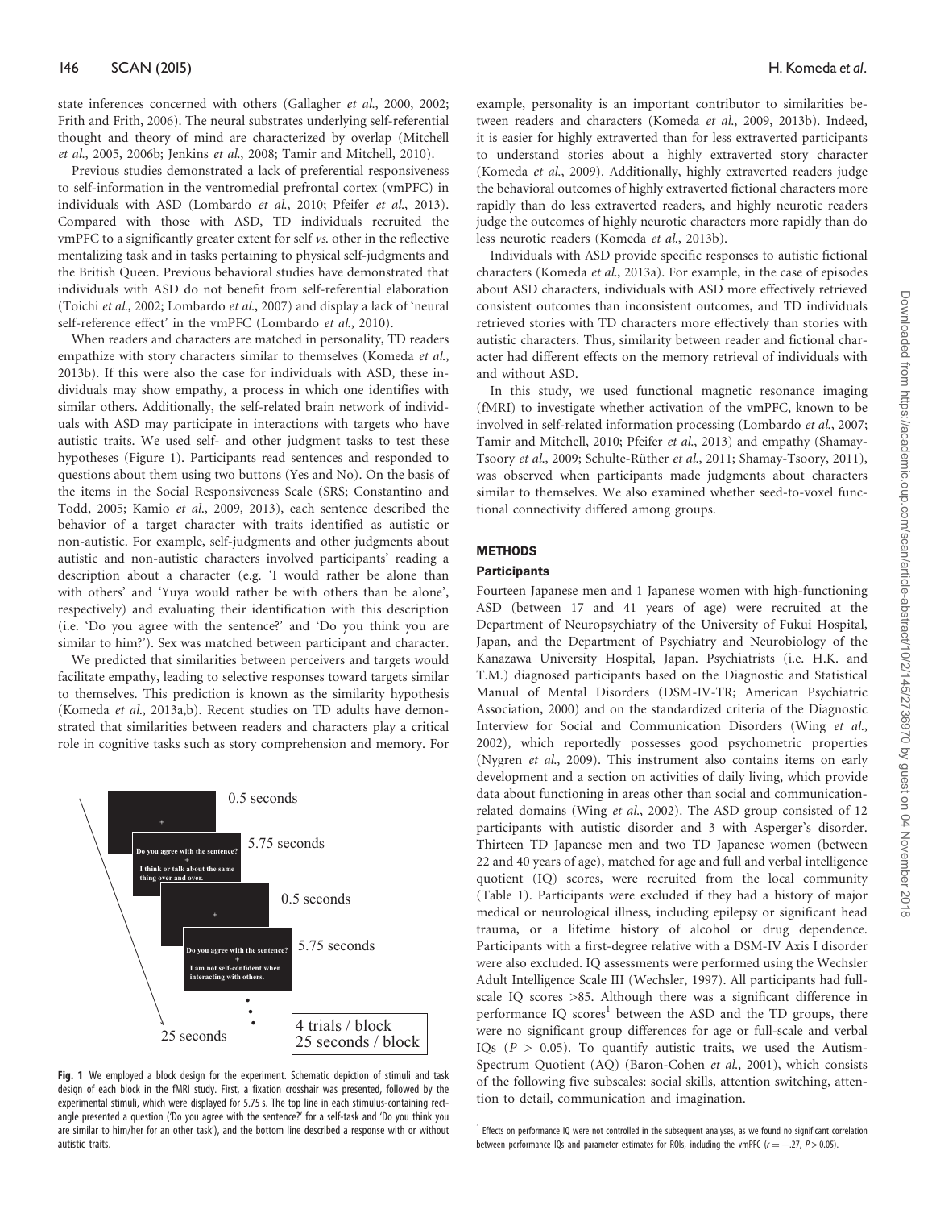state inferences concerned with others (Gallagher *et al.*, 2000, 2002; Frith and Frith, 2006). The neural substrates underlying self-referential thought and theory of mind are characterized by overlap (Mitchell *et al.*, 2005, 2006b; Jenkins *et al.*, 2008; Tamir and Mitchell, 2010).

Previous studies demonstrated a lack of preferential responsiveness to self-information in the ventromedial prefrontal cortex (vmPFC) in individuals with ASD (Lombardo *et al.*, 2010; Pfeifer *et al.*, 2013). Compared with those with ASD, TD individuals recruited the vmPFC to a significantly greater extent for self *vs.* other in the reflective mentalizing task and in tasks pertaining to physical self-judgments and the British Queen. Previous behavioral studies have demonstrated that individuals with ASD do not benefit from self-referential elaboration (Toichi *et al.*, 2002; Lombardo *et al.*, 2007) and display a lack of 'neural self-reference effect' in the vmPFC (Lombardo *et al.*, 2010).

When readers and characters are matched in personality, TD readers empathize with story characters similar to themselves (Komeda *et al.*, 2013b). If this were also the case for individuals with ASD, these individuals may show empathy, a process in which one identifies with similar others. Additionally, the self-related brain network of individuals with ASD may participate in interactions with targets who have autistic traits. We used self- and other judgment tasks to test these hypotheses (Figure 1). Participants read sentences and responded to questions about them using two buttons (Yes and No). On the basis of the items in the Social Responsiveness Scale (SRS; Constantino and Todd, 2005; Kamio *et al.*, 2009, 2013), each sentence described the behavior of a target character with traits identified as autistic or non-autistic. For example, self-judgments and other judgments about autistic and non-autistic characters involved participants' reading a description about a character (e.g. 'I would rather be alone than with others' and 'Yuya would rather be with others than be alone', respectively) and evaluating their identification with this description (i.e. 'Do you agree with the sentence?' and 'Do you think you are similar to him?'). Sex was matched between participant and character.

We predicted that similarities between perceivers and targets would facilitate empathy, leading to selective responses toward targets similar to themselves. This prediction is known as the similarity hypothesis (Komeda *et al.*, 2013a,b). Recent studies on TD adults have demonstrated that similarities between readers and characters play a critical role in cognitive tasks such as story comprehension and memory. For example, personality is an important contributor to similarities between readers and characters (Komeda *et al.*, 2009, 2013b). Indeed, it is easier for highly extraverted than for less extraverted participants to understand stories about a highly extraverted story character (Komeda *et al.*, 2009). Additionally, highly extraverted readers judge the behavioral outcomes of highly extraverted fictional characters more rapidly than do less extraverted readers, and highly neurotic readers judge the outcomes of highly neurotic characters more rapidly than do less neurotic readers (Komeda *et al.*, 2013b).

Individuals with ASD provide specific responses to autistic fictional characters (Komeda *et al.*, 2013a). For example, in the case of episodes about ASD characters, individuals with ASD more effectively retrieved consistent outcomes than inconsistent outcomes, and TD individuals retrieved stories with TD characters more effectively than stories with autistic characters. Thus, similarity between reader and fictional character had different effects on the memory retrieval of individuals with and without ASD.

In this study, we used functional magnetic resonance imaging (fMRI) to investigate whether activation of the vmPFC, known to be involved in self-related information processing (Lombardo *et al.*, 2007; Tamir and Mitchell, 2010; Pfeifer *et al.*, 2013) and empathy (Shamay-Tsoory *et al.*, 2009; Schulte-Rüther *et al.*, 2011; Shamay-Tsoory, 2011), was observed when participants made judgments about characters similar to themselves. We also examined whether seed-to-voxel functional connectivity differed among groups.

0.5 seconds

Do you agree with the sentence?
I think or talk about the same thing over and over.

5.75 seconds

0.5 seconds

Do you agree with the sentence?
I am not self-confident when interacting with others.

5.75 seconds

25 seconds

4 trials / block
25 seconds / block

**Fig. 1** We employed a block design for the experiment. Schematic depiction of stimuli and task design of each block in the fMRI study. First, a fixation crosshair was presented, followed by the experimental stimuli, which were displayed for 5.75 s. The top line in each stimulus-containing rectangle presented a question ('Do you agree with the sentence?' for a self-task and 'Do you think you are similar to him/her for an other task'), and the bottom line described a response with or without autistic traits.

## METHODS

### Participants

Fourteen Japanese men and 1 Japanese women with high-functioning ASD (between 17 and 41 years of age) were recruited at the Department of Neuropsychiatry of the University of Fukui Hospital, Japan, and the Department of Psychiatry and Neurobiology of the Kanazawa University Hospital, Japan. Psychiatrists (i.e. H.K. and T.M.) diagnosed participants based on the Diagnostic and Statistical Manual of Mental Disorders (DSM-IV-TR; American Psychiatric Association, 2000) and on the standardized criteria of the Diagnostic Interview for Social and Communication Disorders (Wing *et al.*, 2002), which reportedly possesses good psychometric properties (Nygren *et al.*, 2009). This instrument also contains items on early development and a section on activities of daily living, which provide data about functioning in areas other than social and communication-related domains (Wing *et al.*, 2002). The ASD group consisted of 12 participants with autistic disorder and 3 with Asperger's disorder. Thirteen TD Japanese men and two TD Japanese women (between 22 and 40 years of age), matched for age and full and verbal intelligence quotient (IQ) scores, were recruited from the local community (Table 1). Participants were excluded if they had a history of major medical or neurological illness, including epilepsy or significant head trauma, or a lifetime history of alcohol or drug dependence. Participants with a first-degree relative with a DSM-IV Axis I disorder were also excluded. IQ assessments were performed using the Wechsler Adult Intelligence Scale III (Wechsler, 1997). All participants had full-scale IQ scores >85. Although there was a significant difference in performance IQ scores[1] between the ASD and the TD groups, there were no significant group differences for age or full-scale and verbal IQs ($P > 0.05$). To quantify autistic traits, we used the Autism-Spectrum Quotient (AQ) (Baron-Cohen *et al.*, 2001), which consists of the following five subscales: social skills, attention switching, attention to detail, communication and imagination.

[1] Effects on performance IQ were not controlled in the subsequent analyses, as we found no significant correlation between performance IQs and parameter estimates for ROIs, including the vmPFC ($r = -.27$, $P > 0.05$).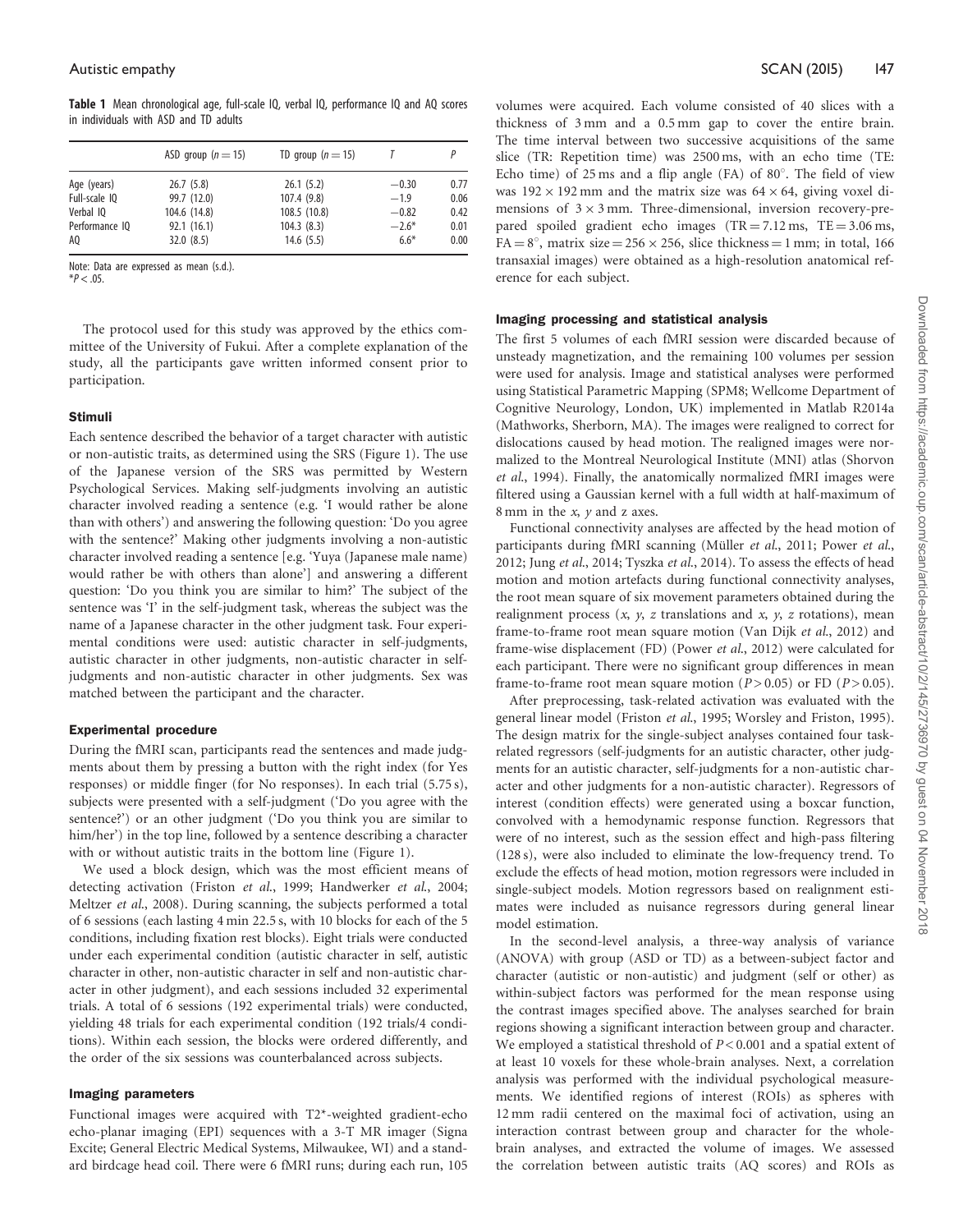**Table 1** Mean chronological age, full-scale IQ, verbal IQ, performance IQ and AQ scores in individuals with ASD and TD adults

| | ASD group ($n = 15$) | TD group ($n = 15$) | $T$ | $P$ |
|---|---|---|---|---|
| Age (years) | 26.7 (5.8) | 26.1 (5.2) | −0.30 | 0.77 |
| Full-scale IQ | 99.7 (12.0) | 107.4 (9.8) | −1.9 | 0.06 |
| Verbal IQ | 104.6 (14.8) | 108.5 (10.8) | −0.82 | 0.42 |
| Performance IQ | 92.1 (16.1) | 104.3 (8.3) | −2.6* | 0.01 |
| AQ | 32.0 (8.5) | 14.6 (5.5) | 6.6* | 0.00 |

Note: Data are expressed as mean (s.d.).
*$P < .05$.

The protocol used for this study was approved by the ethics committee of the University of Fukui. After a complete explanation of the study, all the participants gave written informed consent prior to participation.

### Stimuli

Each sentence described the behavior of a target character with autistic or non-autistic traits, as determined using the SRS (Figure 1). The use of the Japanese version of the SRS was permitted by Western Psychological Services. Making self-judgments involving an autistic character involved reading a sentence (e.g. 'I would rather be alone than with others') and answering the following question: 'Do you agree with the sentence?' Making other judgments involving a non-autistic character involved reading a sentence [e.g. 'Yuya (Japanese male name) would rather be with others than alone'] and answering a different question: 'Do you think you are similar to him?' The subject of the sentence was 'I' in the self-judgment task, whereas the subject was the name of a Japanese character in the other judgment task. Four experimental conditions were used: autistic character in self-judgments, autistic character in other judgments, non-autistic character in self-judgments and non-autistic character in other judgments. Sex was matched between the participant and the character.

### Experimental procedure

During the fMRI scan, participants read the sentences and made judgments about them by pressing a button with the right index (for Yes responses) or middle finger (for No responses). In each trial (5.75 s), subjects were presented with a self-judgment ('Do you agree with the sentence?') or an other judgment ('Do you think you are similar to him/her') in the top line, followed by a sentence describing a character with or without autistic traits in the bottom line (Figure 1).

We used a block design, which was the most efficient means of detecting activation (Friston *et al.*, 1999; Handwerker *et al.*, 2004; Meltzer *et al.*, 2008). During scanning, the subjects performed a total of 6 sessions (each lasting 4 min 22.5 s, with 10 blocks for each of the 5 conditions, including fixation rest blocks). Eight trials were conducted under each experimental condition (autistic character in self, autistic character in other, non-autistic character in self and non-autistic character in other judgment), and each sessions included 32 experimental trials. A total of 6 sessions (192 experimental trials) were conducted, yielding 48 trials for each experimental condition (192 trials/4 conditions). Within each session, the blocks were ordered differently, and the order of the six sessions was counterbalanced across subjects.

### Imaging parameters

Functional images were acquired with T2*-weighted gradient-echo echo-planar imaging (EPI) sequences with a 3-T MR imager (Signa Excite; General Electric Medical Systems, Milwaukee, WI) and a standard birdcage head coil. There were 6 fMRI runs; during each run, 105 volumes were acquired. Each volume consisted of 40 slices with a thickness of 3 mm and a 0.5 mm gap to cover the entire brain. The time interval between two successive acquisitions of the same slice (TR: Repetition time) was 2500 ms, with an echo time (TE: Echo time) of 25 ms and a flip angle (FA) of 80°. The field of view was $192 \times 192$ mm and the matrix size was $64 \times 64$, giving voxel dimensions of $3 \times 3$ mm. Three-dimensional, inversion recovery-prepared spoiled gradient echo images (TR = 7.12 ms, TE = 3.06 ms, FA = 8°, matrix size = $256 \times 256$, slice thickness = 1 mm; in total, 166 transaxial images) were obtained as a high-resolution anatomical reference for each subject.

### Imaging processing and statistical analysis

The first 5 volumes of each fMRI session were discarded because of unsteady magnetization, and the remaining 100 volumes per session were used for analysis. Image and statistical analyses were performed using Statistical Parametric Mapping (SPM8; Wellcome Department of Cognitive Neurology, London, UK) implemented in Matlab R2014a (Mathworks, Sherborn, MA). The images were realigned to correct for dislocations caused by head motion. The realigned images were normalized to the Montreal Neurological Institute (MNI) atlas (Shorvon *et al.*, 1994). Finally, the anatomically normalized fMRI images were filtered using a Gaussian kernel with a full width at half-maximum of 8 mm in the *x*, *y* and z axes.

Functional connectivity analyses are affected by the head motion of participants during fMRI scanning (Müller *et al.*, 2011; Power *et al.*, 2012; Jung *et al.*, 2014; Tyszka *et al.*, 2014). To assess the effects of head motion and motion artefacts during functional connectivity analyses, the root mean square of six movement parameters obtained during the realignment process (*x*, *y*, *z* translations and *x*, *y*, *z* rotations), mean frame-to-frame root mean square motion (Van Dijk *et al.*, 2012) and frame-wise displacement (FD) (Power *et al.*, 2012) were calculated for each participant. There were no significant group differences in mean frame-to-frame root mean square motion ($P > 0.05$) or FD ($P > 0.05$).

After preprocessing, task-related activation was evaluated with the general linear model (Friston *et al.*, 1995; Worsley and Friston, 1995). The design matrix for the single-subject analyses contained four task-related regressors (self-judgments for an autistic character, other judgments for an autistic character, self-judgments for a non-autistic character and other judgments for a non-autistic character). Regressors of interest (condition effects) were generated using a boxcar function, convolved with a hemodynamic response function. Regressors that were of no interest, such as the session effect and high-pass filtering (128 s), were also included to eliminate the low-frequency trend. To exclude the effects of head motion, motion regressors were included in single-subject models. Motion regressors based on realignment estimates were included as nuisance regressors during general linear model estimation.

In the second-level analysis, a three-way analysis of variance (ANOVA) with group (ASD or TD) as a between-subject factor and character (autistic or non-autistic) and judgment (self or other) as within-subject factors was performed for the mean response using the contrast images specified above. The analyses searched for brain regions showing a significant interaction between group and character. We employed a statistical threshold of $P < 0.001$ and a spatial extent of at least 10 voxels for these whole-brain analyses. Next, a correlation analysis was performed with the individual psychological measurements. We identified regions of interest (ROIs) as spheres with 12 mm radii centered on the maximal foci of activation, using an interaction contrast between group and character for the whole-brain analyses, and extracted the volume of images. We assessed the correlation between autistic traits (AQ scores) and ROIs as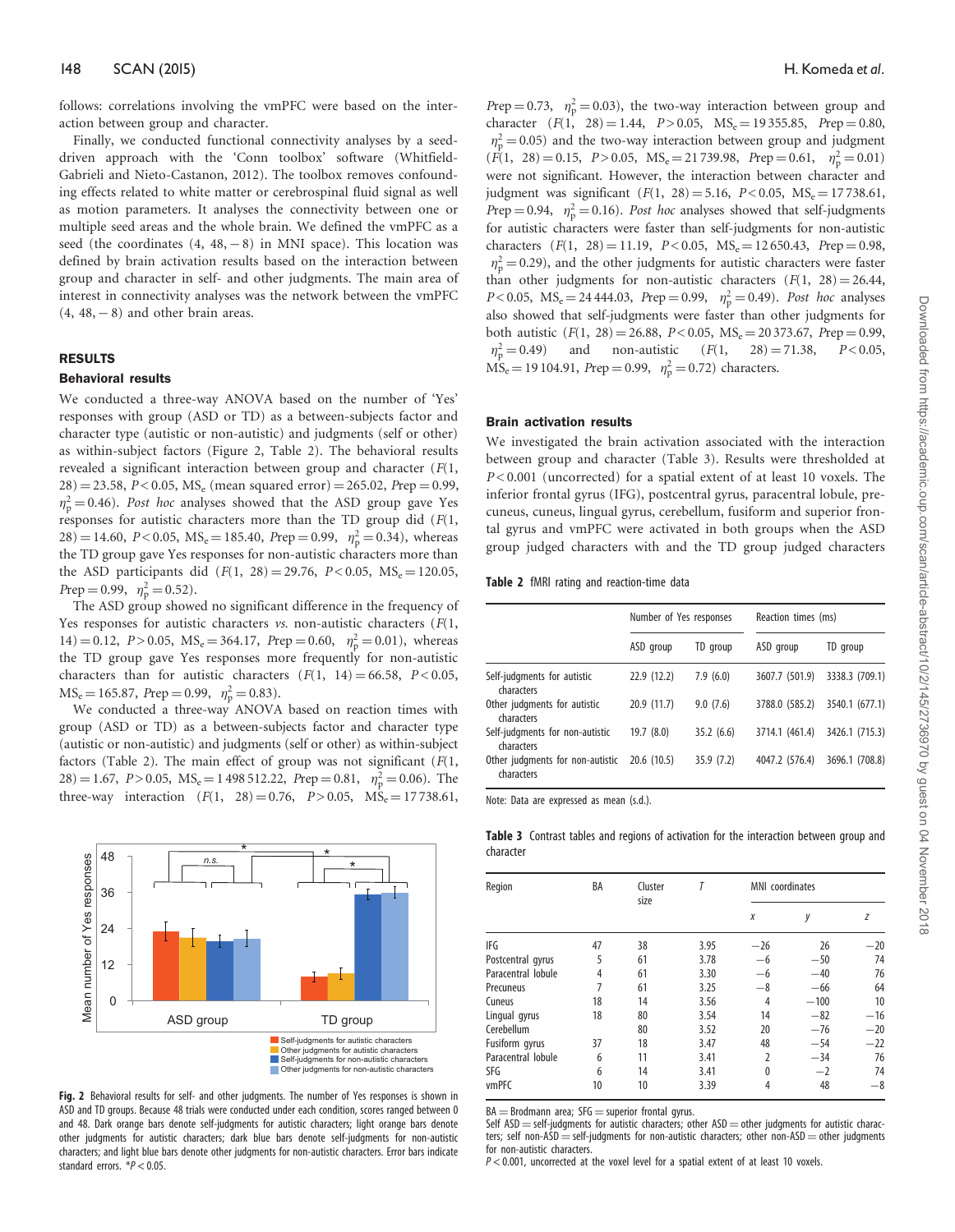follows: correlations involving the vmPFC were based on the interaction between group and character.

Finally, we conducted functional connectivity analyses by a seed-driven approach with the 'Conn toolbox' software (Whitfield-Gabrieli and Nieto-Castanon, 2012). The toolbox removes confounding effects related to white matter or cerebrospinal fluid signal as well as motion parameters. It analyses the connectivity between one or multiple seed areas and the whole brain. We defined the vmPFC as a seed (the coordinates (4, 48, −8) in MNI space). This location was defined by brain activation results based on the interaction between group and character in self- and other judgments. The main area of interest in connectivity analyses was the network between the vmPFC (4, 48, −8) and other brain areas.

## RESULTS

### Behavioral results

We conducted a three-way ANOVA based on the number of 'Yes' responses with group (ASD or TD) as a between-subjects factor and character type (autistic or non-autistic) and judgments (self or other) as within-subject factors (Figure 2, Table 2). The behavioral results revealed a significant interaction between group and character ($F(1, 28) = 23.58$, $P < 0.05$, $MS_e$ (mean squared error) = 265.02, Prep = 0.99, $\eta_p^2 = 0.46$). *Post hoc* analyses showed that the ASD group gave Yes responses for autistic characters more than the TD group did ($F(1, 28) = 14.60$, $P < 0.05$, $MS_e = 185.40$, Prep = 0.99, $\eta_p^2 = 0.34$), whereas the TD group gave Yes responses for non-autistic characters more than the ASD participants did ($F(1, 28) = 29.76$, $P < 0.05$, $MS_e = 120.05$, Prep = 0.99, $\eta_p^2 = 0.52$).

The ASD group showed no significant difference in the frequency of Yes responses for autistic characters *vs.* non-autistic characters ($F(1, 14) = 0.12$, $P > 0.05$, $MS_e = 364.17$, Prep = 0.60, $\eta_p^2 = 0.01$), whereas the TD group gave Yes responses more frequently for non-autistic characters than for autistic characters ($F(1, 14) = 66.58$, $P < 0.05$, $MS_e = 165.87$, Prep = 0.99, $\eta_p^2 = 0.83$).

We conducted a three-way ANOVA based on reaction times with group (ASD or TD) as a between-subjects factor and character type (autistic or non-autistic) and judgments (self or other) as within-subject factors (Table 2). The main effect of group was not significant ($F(1, 28) = 1.67$, $P > 0.05$, $MS_e = 1\,498\,512.22$, Prep = 0.81, $\eta_p^2 = 0.06$). The three-way interaction ($F(1, 28) = 0.76$, $P > 0.05$, $MS_e = 17\,738.61$, Prep = 0.73, $\eta_p^2 = 0.03$), the two-way interaction between group and character ($F(1, 28) = 1.44$, $P > 0.05$, $MS_e = 19\,355.85$, Prep = 0.80, $\eta_p^2 = 0.05$) and the two-way interaction between group and judgment ($F(1, 28) = 0.15$, $P > 0.05$, $MS_e = 21\,739.98$, Prep = 0.61, $\eta_p^2 = 0.01$) were not significant. However, the interaction between character and judgment was significant ($F(1, 28) = 5.16$, $P < 0.05$, $MS_e = 17\,738.61$, Prep = 0.94, $\eta_p^2 = 0.16$). *Post hoc* analyses showed that self-judgments for autistic characters were faster than self-judgments for non-autistic characters ($F(1, 28) = 11.19$, $P < 0.05$, $MS_e = 12\,650.43$, Prep = 0.98, $\eta_p^2 = 0.29$), and the other judgments for autistic characters were faster than other judgments for non-autistic characters ($F(1, 28) = 26.44$, $P < 0.05$, $MS_e = 24\,444.03$, Prep = 0.99, $\eta_p^2 = 0.49$). *Post hoc* analyses also showed that self-judgments were faster than other judgments for both autistic ($F(1, 28) = 26.88$, $P < 0.05$, $MS_e = 20\,373.67$, Prep = 0.99, $\eta_p^2 = 0.49$) and non-autistic ($F(1, 28) = 71.38$, $P < 0.05$, $MS_e = 19\,104.91$, Prep = 0.99, $\eta_p^2 = 0.72$) characters.

**Fig. 2** Behavioral results for self- and other judgments. The number of Yes responses is shown in ASD and TD groups. Because 48 trials were conducted under each condition, scores ranged between 0 and 48. Dark orange bars denote self-judgments for autistic characters; light orange bars denote other judgments for autistic characters; dark blue bars denote self-judgments for non-autistic characters; and light blue bars denote other judgments for non-autistic characters. Error bars indicate standard errors. *P < 0.05.

### Brain activation results

We investigated the brain activation associated with the interaction between group and character (Table 3). Results were thresholded at $P < 0.001$ (uncorrected) for a spatial extent of at least 10 voxels. The inferior frontal gyrus (IFG), postcentral gyrus, paracentral lobule, precuneus, cuneus, lingual gyrus, cerebellum, fusiform gyrus and superior frontal gyrus and vmPFC were activated in both groups when the ASD group judged characters with and the TD group judged characters

**Table 2** fMRI rating and reaction-time data

| | Number of Yes responses | | Reaction times (ms) | |
|---|---|---|---|---|
| | ASD group | TD group | ASD group | TD group |
| Self-judgments for autistic characters | 22.9 (12.2) | 7.9 (6.0) | 3607.7 (501.9) | 3338.3 (709.1) |
| Other judgments for autistic characters | 20.9 (11.7) | 9.0 (7.6) | 3788.0 (585.2) | 3540.1 (677.1) |
| Self-judgments for non-autistic characters | 19.7 (8.0) | 35.2 (6.6) | 3714.1 (461.4) | 3426.1 (715.3) |
| Other judgments for non-autistic characters | 20.6 (10.5) | 35.9 (7.2) | 4047.2 (576.4) | 3696.1 (708.8) |

Note: Data are expressed as mean (s.d.).

**Table 3** Contrast tables and regions of activation for the interaction between group and character

| Region | BA | Cluster size | T | MNI coordinates | | |
|---|---|---|---|---|---|---|
| | | | | x | y | z |
| IFG | 47 | 38 | 3.95 | −26 | 26 | −20 |
| Postcentral gyrus | 5 | 61 | 3.78 | −6 | −50 | 74 |
| Paracentral lobule | 4 | 61 | 3.30 | −6 | −40 | 76 |
| Precuneus | 7 | 61 | 3.25 | −8 | −66 | 64 |
| Cuneus | 18 | 14 | 3.56 | 4 | −100 | 10 |
| Lingual gyrus | 18 | 80 | 3.54 | 14 | −82 | −16 |
| Cerebellum | | 80 | 3.52 | 20 | −76 | −20 |
| Fusiform gyrus | 37 | 18 | 3.47 | 48 | −54 | −22 |
| Paracentral lobule | 6 | 11 | 3.41 | 2 | −34 | 76 |
| SFG | 6 | 14 | 3.41 | 0 | −2 | 74 |
| vmPFC | 10 | 10 | 3.39 | 4 | 48 | −8 |

BA = Brodmann area; SFG = superior frontal gyrus.
Self ASD = self-judgments for autistic characters; other ASD = other judgments for autistic characters; self non-ASD = self-judgments for non-autistic characters; other non-ASD = other judgments for non-autistic characters.
$P < 0.001$, uncorrected at the voxel level for a spatial extent of at least 10 voxels.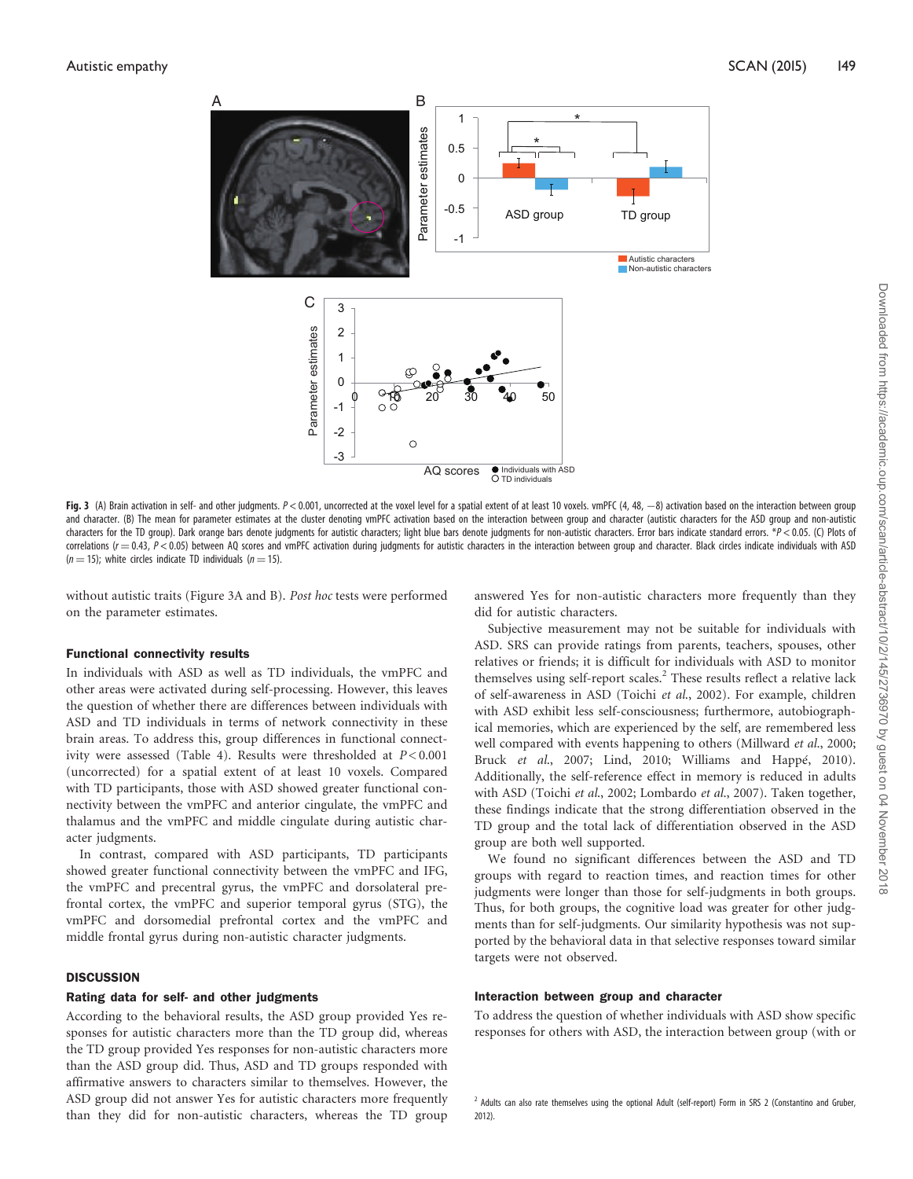A

B

1

0.5

0

-0.5

-1

Parameter estimates

ASD group

TD group

Autistic characters

Non-autistic characters

C

3

2

1

0

-1

-2

-3

Parameter estimates

0

10

20

30

40

50

AQ scores

Individuals with ASD

TD individuals

**Fig. 3** (A) Brain activation in self- and other judgments. $P < 0.001$, uncorrected at the voxel level for a spatial extent of at least 10 voxels. vmPFC (4, 48, −8) activation based on the interaction between group and character. (B) The mean for parameter estimates at the cluster denoting vmPFC activation based on the interaction between group and character (autistic characters for the ASD group and non-autistic characters for the TD group). Dark orange bars denote judgments for autistic characters; light blue bars denote judgments for non-autistic characters. Error bars indicate standard errors. $*P < 0.05$. (C) Plots of correlations ($r = 0.43$, $P < 0.05$) between AQ scores and vmPFC activation during judgments for autistic characters in the interaction between group and character. Black circles indicate individuals with ASD ($n = 15$); white circles indicate TD individuals ($n = 15$).

without autistic traits (Figure 3A and B). *Post hoc* tests were performed on the parameter estimates.

### Functional connectivity results

In individuals with ASD as well as TD individuals, the vmPFC and other areas were activated during self-processing. However, this leaves the question of whether there are differences between individuals with ASD and TD individuals in terms of network connectivity in these brain areas. To address this, group differences in functional connectivity were assessed (Table 4). Results were thresholded at $P < 0.001$ (uncorrected) for a spatial extent of at least 10 voxels. Compared with TD participants, those with ASD showed greater functional connectivity between the vmPFC and anterior cingulate, the vmPFC and thalamus and the vmPFC and middle cingulate during autistic character judgments.

In contrast, compared with ASD participants, TD participants showed greater functional connectivity between the vmPFC and IFG, the vmPFC and precentral gyrus, the vmPFC and dorsolateral prefrontal cortex, the vmPFC and superior temporal gyrus (STG), the vmPFC and dorsomedial prefrontal cortex and the vmPFC and middle frontal gyrus during non-autistic character judgments.

## DISCUSSION

### Rating data for self- and other judgments

According to the behavioral results, the ASD group provided Yes responses for autistic characters more than the TD group did, whereas the TD group provided Yes responses for non-autistic characters more than the ASD group did. Thus, ASD and TD groups responded with affirmative answers to characters similar to themselves. However, the ASD group did not answer Yes for autistic characters more frequently than they did for non-autistic characters, whereas the TD group answered Yes for non-autistic characters more frequently than they did for autistic characters.

Subjective measurement may not be suitable for individuals with ASD. SRS can provide ratings from parents, teachers, spouses, other relatives or friends; it is difficult for individuals with ASD to monitor themselves using self-report scales.[2] These results reflect a relative lack of self-awareness in ASD (Toichi *et al.*, 2002). For example, children with ASD exhibit less self-consciousness; furthermore, autobiographical memories, which are experienced by the self, are remembered less well compared with events happening to others (Millward *et al.*, 2000; Bruck *et al.*, 2007; Lind, 2010; Williams and Happé, 2010). Additionally, the self-reference effect in memory is reduced in adults with ASD (Toichi *et al.*, 2002; Lombardo *et al.*, 2007). Taken together, these findings indicate that the strong differentiation observed in the TD group and the total lack of differentiation observed in the ASD group are both well supported.

We found no significant differences between the ASD and TD groups with regard to reaction times, and reaction times for other judgments were longer than those for self-judgments in both groups. Thus, for both groups, the cognitive load was greater for other judgments than for self-judgments. Our similarity hypothesis was not supported by the behavioral data in that selective responses toward similar targets were not observed.

### Interaction between group and character

To address the question of whether individuals with ASD show specific responses for others with ASD, the interaction between group (with or

[2] Adults can also rate themselves using the optional Adult (self-report) Form in SRS 2 (Constantino and Gruber, 2012).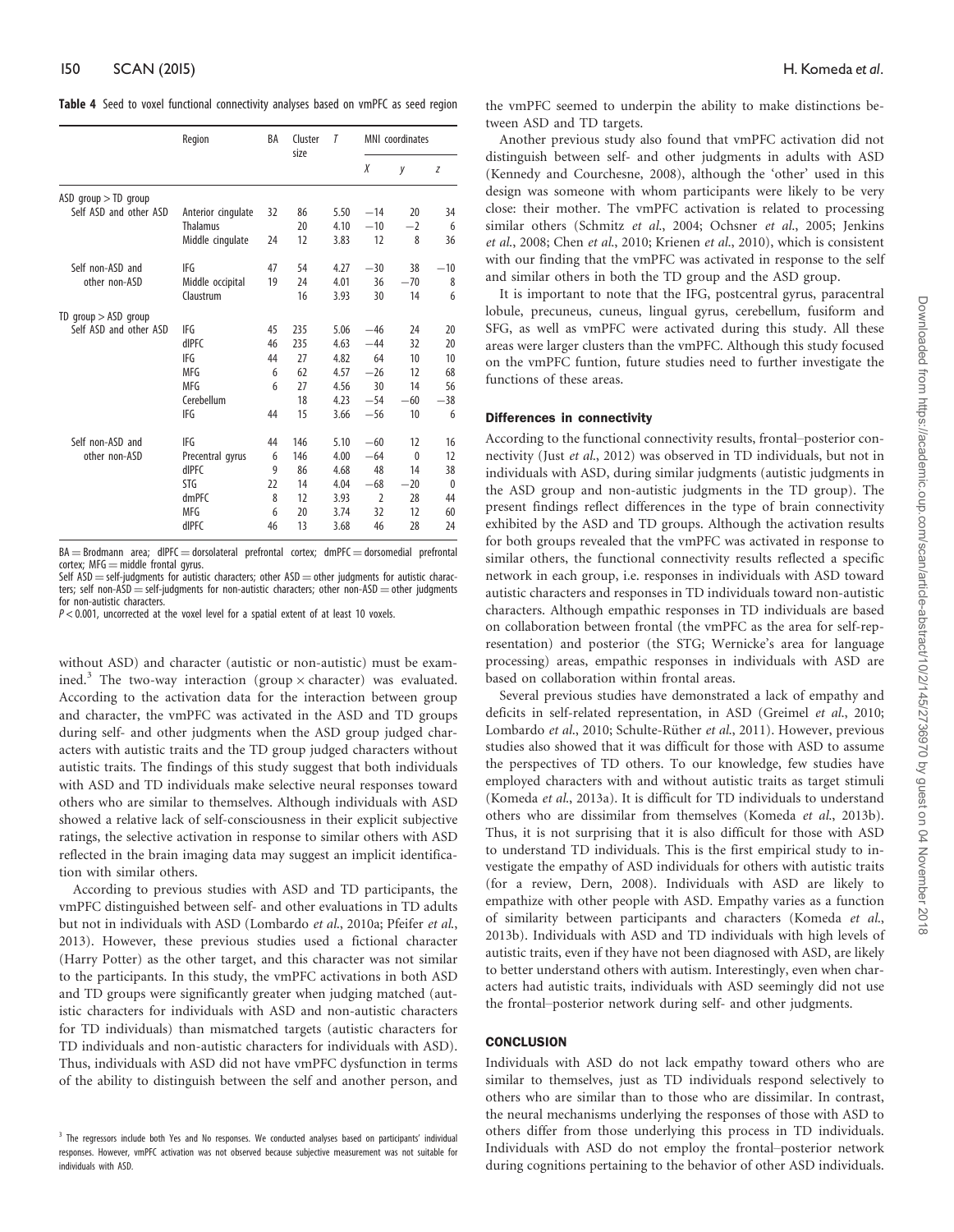**Table 4** Seed to voxel functional connectivity analyses based on vmPFC as seed region

| | Region | BA | Cluster size | T | MNI coordinates | | |
|---|---|---|---|---|---|---|---|
| | | | | | X | y | z |
| ASD group > TD group | | | | | | | |
| Self ASD and other ASD | Anterior cingulate | 32 | 86 | 5.50 | −14 | 20 | 34 |
| | Thalamus | | 20 | 4.10 | −10 | −2 | 6 |
| | Middle cingulate | 24 | 12 | 3.83 | 12 | 8 | 36 |
| Self non-ASD and other non-ASD | IFG | 47 | 54 | 4.27 | −30 | 38 | −10 |
| | Middle occipital | 19 | 24 | 4.01 | 36 | −70 | 8 |
| | Claustrum | | 16 | 3.93 | 30 | 14 | 6 |
| TD group > ASD group | | | | | | | |
| Self ASD and other ASD | IFG | 45 | 235 | 5.06 | −46 | 24 | 20 |
| | dlPFC | 46 | 235 | 4.63 | −44 | 32 | 20 |
| | IFG | 44 | 27 | 4.82 | 64 | 10 | 10 |
| | MFG | 6 | 62 | 4.57 | −26 | 12 | 68 |
| | MFG | 6 | 27 | 4.56 | 30 | 14 | 56 |
| | Cerebellum | | 18 | 4.23 | −54 | −60 | −38 |
| | IFG | 44 | 15 | 3.66 | −56 | 10 | 6 |
| Self non-ASD and other non-ASD | IFG | 44 | 146 | 5.10 | −60 | 12 | 16 |
| | Precentral gyrus | 6 | 146 | 4.00 | −64 | 0 | 12 |
| | dlPFC | 9 | 86 | 4.68 | 48 | 14 | 38 |
| | STG | 22 | 14 | 4.04 | −68 | −20 | 0 |
| | dmPFC | 8 | 12 | 3.93 | 2 | 28 | 44 |
| | MFG | 6 | 20 | 3.74 | 32 | 12 | 60 |
| | dlPFC | 46 | 13 | 3.68 | 46 | 28 | 24 |

BA = Brodmann area; dlPFC = dorsolateral prefrontal cortex; dmPFC = dorsomedial prefrontal cortex; MFG = middle frontal gyrus.
Self ASD = self-judgments for autistic characters; other ASD = other judgments for autistic characters; self non-ASD = self-judgments for non-autistic characters; other non-ASD = other judgments for non-autistic characters.
$P < 0.001$, uncorrected at the voxel level for a spatial extent of at least 10 voxels.

without ASD) and character (autistic or non-autistic) must be examined.[3] The two-way interaction (group × character) was evaluated. According to the activation data for the interaction between group and character, the vmPFC was activated in the ASD and TD groups during self- and other judgments when the ASD group judged characters with autistic traits and the TD group judged characters without autistic traits. The findings of this study suggest that both individuals with ASD and TD individuals make selective neural responses toward others who are similar to themselves. Although individuals with ASD showed a relative lack of self-consciousness in their explicit subjective ratings, the selective activation in response to similar others with ASD reflected in the brain imaging data may suggest an implicit identification with similar others.

According to previous studies with ASD and TD participants, the vmPFC distinguished between self- and other evaluations in TD adults but not in individuals with ASD (Lombardo *et al.*, 2010a; Pfeifer *et al.*, 2013). However, these previous studies used a fictional character (Harry Potter) as the other target, and this character was not similar to the participants. In this study, the vmPFC activations in both ASD and TD groups were significantly greater when judging matched (autistic characters for individuals with ASD and non-autistic characters for TD individuals) than mismatched targets (autistic characters for TD individuals and non-autistic characters for individuals with ASD). Thus, individuals with ASD did not have vmPFC dysfunction in terms of the ability to distinguish between the self and another person, and the vmPFC seemed to underpin the ability to make distinctions between ASD and TD targets.

Another previous study also found that vmPFC activation did not distinguish between self- and other judgments in adults with ASD (Kennedy and Courchesne, 2008), although the 'other' used in this design was someone with whom participants were likely to be very close: their mother. The vmPFC activation is related to processing similar others (Schmitz *et al.*, 2004; Ochsner *et al.*, 2005; Jenkins *et al.*, 2008; Chen *et al.*, 2010; Krienen *et al.*, 2010), which is consistent with our finding that the vmPFC was activated in response to the self and similar others in both the TD group and the ASD group.

It is important to note that the IFG, postcentral gyrus, paracentral lobule, precuneus, cuneus, lingual gyrus, cerebellum, fusiform and SFG, as well as vmPFC were activated during this study. All these areas were larger clusters than the vmPFC. Although this study focused on the vmPFC funtion, future studies need to further investigate the functions of these areas.

### Differences in connectivity

According to the functional connectivity results, frontal–posterior connectivity (Just *et al.*, 2012) was observed in TD individuals, but not in individuals with ASD, during similar judgments (autistic judgments in the ASD group and non-autistic judgments in the TD group). The present findings reflect differences in the type of brain connectivity exhibited by the ASD and TD groups. Although the activation results for both groups revealed that the vmPFC was activated in response to similar others, the functional connectivity results reflected a specific network in each group, i.e. responses in individuals with ASD toward autistic characters and responses in TD individuals toward non-autistic characters. Although empathic responses in TD individuals are based on collaboration between frontal (the vmPFC as the area for self-representation) and posterior (the STG; Wernicke's area for language processing) areas, empathic responses in individuals with ASD are based on collaboration within frontal areas.

Several previous studies have demonstrated a lack of empathy and deficits in self-related representation, in ASD (Greimel *et al.*, 2010; Lombardo *et al.*, 2010; Schulte-Rüther *et al.*, 2011). However, previous studies also showed that it was difficult for those with ASD to assume the perspectives of TD others. To our knowledge, few studies have employed characters with and without autistic traits as target stimuli (Komeda *et al.*, 2013a). It is difficult for TD individuals to understand others who are dissimilar from themselves (Komeda *et al.*, 2013b). Thus, it is not surprising that it is also difficult for those with ASD to understand TD individuals. This is the first empirical study to investigate the empathy of ASD individuals for others with autistic traits (for a review, Dern, 2008). Individuals with ASD are likely to empathize with other people with ASD. Empathy varies as a function of similarity between participants and characters (Komeda *et al.*, 2013b). Individuals with ASD and TD individuals with high levels of autistic traits, even if they have not been diagnosed with ASD, are likely to better understand others with autism. Interestingly, even when characters had autistic traits, individuals with ASD seemingly did not use the frontal–posterior network during self- and other judgments.

## CONCLUSION

Individuals with ASD do not lack empathy toward others who are similar to themselves, just as TD individuals respond selectively to others who are similar than to those who are dissimilar. In contrast, the neural mechanisms underlying the responses of those with ASD to others differ from those underlying this process in TD individuals. Individuals with ASD do not employ the frontal–posterior network during cognitions pertaining to the behavior of other ASD individuals.

[3] The regressors include both Yes and No responses. We conducted analyses based on participants' individual responses. However, vmPFC activation was not observed because subjective measurement was not suitable for individuals with ASD.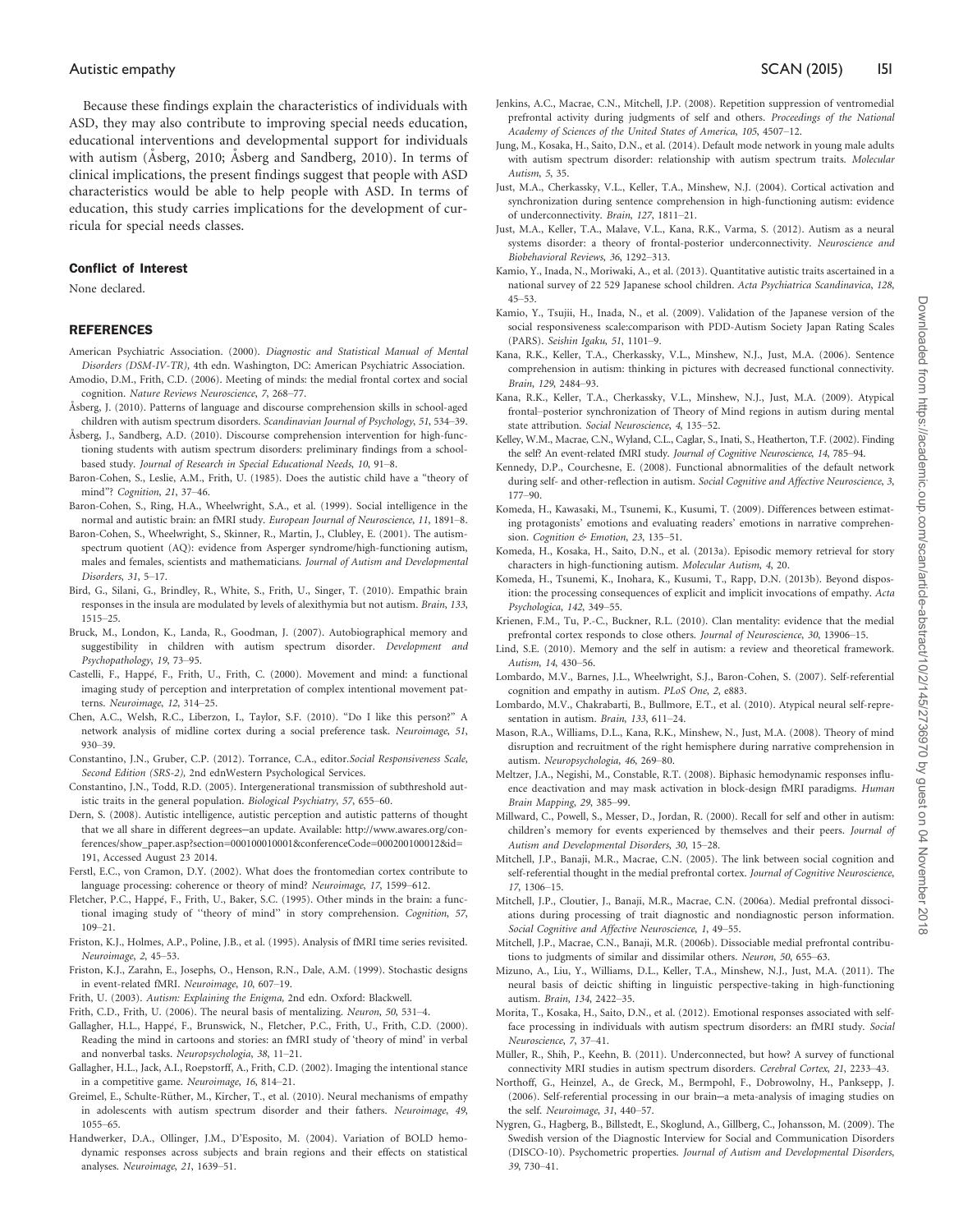Because these findings explain the characteristics of individuals with ASD, they may also contribute to improving special needs education, educational interventions and developmental support for individuals with autism (Åsberg, 2010; Åsberg and Sandberg, 2010). In terms of clinical implications, the present findings suggest that people with ASD characteristics would be able to help people with ASD. In terms of education, this study carries implications for the development of curricula for special needs classes.

## Conflict of Interest

None declared.

## REFERENCES

American Psychiatric Association. (2000). *Diagnostic and Statistical Manual of Mental Disorders (DSM-IV-TR)*, 4th edn. Washington, DC: American Psychiatric Association.

Amodio, D.M., Frith, C.D. (2006). Meeting of minds: the medial frontal cortex and social cognition. *Nature Reviews Neuroscience*, *7*, 268–77.

Åsberg, J. (2010). Patterns of language and discourse comprehension skills in school-aged children with autism spectrum disorders. *Scandinavian Journal of Psychology*, *51*, 534–39.

Åsberg, J., Sandberg, A.D. (2010). Discourse comprehension intervention for high-functioning students with autism spectrum disorders: preliminary findings from a school-based study. *Journal of Research in Special Educational Needs*, *10*, 91–8.

Baron-Cohen, S., Leslie, A.M., Frith, U. (1985). Does the autistic child have a "theory of mind"? *Cognition*, *21*, 37–46.

Baron-Cohen, S., Ring, H.A., Wheelwright, S.A., et al. (1999). Social intelligence in the normal and autistic brain: an fMRI study. *European Journal of Neuroscience*, *11*, 1891–8.

Baron-Cohen, S., Wheelwright, S., Skinner, R., Martin, J., Clubley, E. (2001). The autism-spectrum quotient (AQ): evidence from Asperger syndrome/high-functioning autism, males and females, scientists and mathematicians. *Journal of Autism and Developmental Disorders*, *31*, 5–17.

Bird, G., Silani, G., Brindley, R., White, S., Frith, U., Singer, T. (2010). Empathic brain responses in the insula are modulated by levels of alexithymia but not autism. *Brain*, *133*, 1515–25.

Bruck, M., London, K., Landa, R., Goodman, J. (2007). Autobiographical memory and suggestibility in children with autism spectrum disorder. *Development and Psychopathology*, *19*, 73–95.

Castelli, F., Happé, F., Frith, U., Frith, C. (2000). Movement and mind: a functional imaging study of perception and interpretation of complex intentional movement patterns. *Neuroimage*, *12*, 314–25.

Chen, A.C., Welsh, R.C., Liberzon, I., Taylor, S.F. (2010). "Do I like this person?" A network analysis of midline cortex during a social preference task. *Neuroimage*, *51*, 930–39.

Constantino, J.N., Gruber, C.P. (2012). Torrance, C.A., editor.*Social Responsiveness Scale, Second Edition (SRS-2)*, 2nd ednWestern Psychological Services.

Constantino, J.N., Todd, R.D. (2005). Intergenerational transmission of subthreshold autistic traits in the general population. *Biological Psychiatry*, *57*, 655–60.

Dern, S. (2008). Autistic intelligence, autistic perception and autistic patterns of thought that we all share in different degrees—an update. Available: http://www.awares.org/conferences/show_paper.asp?section=000100010001&conferenceCode=000200100012&id=191, Accessed August 23 2014.

Ferstl, E.C., von Cramon, D.Y. (2002). What does the frontomedian cortex contribute to language processing: coherence or theory of mind? *Neuroimage*, *17*, 1599–612.

Fletcher, P.C., Happé, F., Frith, U., Baker, S.C. (1995). Other minds in the brain: a functional imaging study of "theory of mind" in story comprehension. *Cognition*, *57*, 109–21.

Friston, K.J., Holmes, A.P., Poline, J.B., et al. (1995). Analysis of fMRI time series revisited. *Neuroimage*, *2*, 45–53.

Friston, K.J., Zarahn, E., Josephs, O., Henson, R.N., Dale, A.M. (1999). Stochastic designs in event-related fMRI. *Neuroimage*, *10*, 607–19.

Frith, U. (2003). *Autism: Explaining the Enigma*, 2nd edn. Oxford: Blackwell.

Frith, C.D., Frith, U. (2006). The neural basis of mentalizing. *Neuron*, *50*, 531–4.

Gallagher, H.L., Happé, F., Brunswick, N., Fletcher, P.C., Frith, U., Frith, C.D. (2000). Reading the mind in cartoons and stories: an fMRI study of 'theory of mind' in verbal and nonverbal tasks. *Neuropsychologia*, *38*, 11–21.

Gallagher, H.L., Jack, A.I., Roepstorff, A., Frith, C.D. (2002). Imaging the intentional stance in a competitive game. *Neuroimage*, *16*, 814–21.

Greimel, E., Schulte-Rüther, M., Kircher, T., et al. (2010). Neural mechanisms of empathy in adolescents with autism spectrum disorder and their fathers. *Neuroimage*, *49*, 1055–65.

Handwerker, D.A., Ollinger, J.M., D'Esposito, M. (2004). Variation of BOLD hemodynamic responses across subjects and brain regions and their effects on statistical analyses. *Neuroimage*, *21*, 1639–51.

Jenkins, A.C., Macrae, C.N., Mitchell, J.P. (2008). Repetition suppression of ventromedial prefrontal activity during judgments of self and others. *Proceedings of the National Academy of Sciences of the United States of America*, *105*, 4507–12.

Jung, M., Kosaka, H., Saito, D.N., et al. (2014). Default mode network in young male adults with autism spectrum disorder: relationship with autism spectrum traits. *Molecular Autism*, *5*, 35.

Just, M.A., Cherkassky, V.L., Keller, T.A., Minshew, N.J. (2004). Cortical activation and synchronization during sentence comprehension in high-functioning autism: evidence of underconnectivity. *Brain*, *127*, 1811–21.

Just, M.A., Keller, T.A., Malave, V.L., Kana, R.K., Varma, S. (2012). Autism as a neural systems disorder: a theory of frontal-posterior underconnectivity. *Neuroscience and Biobehavioral Reviews*, *36*, 1292–313.

Kamio, Y., Inada, N., Moriwaki, A., et al. (2013). Quantitative autistic traits ascertained in a national survey of 22 529 Japanese school children. *Acta Psychiatrica Scandinavica*, *128*, 45–53.

Kamio, Y., Tsujii, H., Inada, N., et al. (2009). Validation of the Japanese version of the social responsiveness scale:comparison with PDD-Autism Society Japan Rating Scales (PARS). *Seishin Igaku*, *51*, 1101–9.

Kana, R.K., Keller, T.A., Cherkassky, V.L., Minshew, N.J., Just, M.A. (2006). Sentence comprehension in autism: thinking in pictures with decreased functional connectivity. *Brain*, *129*, 2484–93.

Kana, R.K., Keller, T.A., Cherkassky, V.L., Minshew, N.J., Just, M.A. (2009). Atypical frontal–posterior synchronization of Theory of Mind regions in autism during mental state attribution. *Social Neuroscience*, *4*, 135–52.

Kelley, W.M., Macrae, C.N., Wyland, C.L., Caglar, S., Inati, S., Heatherton, T.F. (2002). Finding the self? An event-related fMRI study. *Journal of Cognitive Neuroscience*, *14*, 785–94.

Kennedy, D.P., Courchesne, E. (2008). Functional abnormalities of the default network during self- and other-reflection in autism. *Social Cognitive and Affective Neuroscience*, *3*, 177–90.

Komeda, H., Kawasaki, M., Tsunemi, K., Kusumi, T. (2009). Differences between estimating protagonists' emotions and evaluating readers' emotions in narrative comprehension. *Cognition & Emotion*, *23*, 135–51.

Komeda, H., Kosaka, H., Saito, D.N., et al. (2013a). Episodic memory retrieval for story characters in high-functioning autism. *Molecular Autism*, *4*, 20.

Komeda, H., Tsunemi, K., Inohara, K., Kusumi, T., Rapp, D.N. (2013b). Beyond disposition: the processing consequences of explicit and implicit invocations of empathy. *Acta Psychologica*, *142*, 349–55.

Krienen, F.M., Tu, P.-C., Buckner, R.L. (2010). Clan mentality: evidence that the medial prefrontal cortex responds to close others. *Journal of Neuroscience*, *30*, 13906–15.

Lind, S.E. (2010). Memory and the self in autism: a review and theoretical framework. *Autism*, *14*, 430–56.

Lombardo, M.V., Barnes, J.L., Wheelwright, S.J., Baron-Cohen, S. (2007). Self-referential cognition and empathy in autism. *PLoS One*, *2*, e883.

Lombardo, M.V., Chakrabarti, B., Bullmore, E.T., et al. (2010). Atypical neural self-representation in autism. *Brain*, *133*, 611–24.

Mason, R.A., Williams, D.L., Kana, R.K., Minshew, N., Just, M.A. (2008). Theory of mind disruption and recruitment of the right hemisphere during narrative comprehension in autism. *Neuropsychologia*, *46*, 269–80.

Meltzer, J.A., Negishi, M., Constable, R.T. (2008). Biphasic hemodynamic responses influence deactivation and may mask activation in block-design fMRI paradigms. *Human Brain Mapping*, *29*, 385–99.

Millward, C., Powell, S., Messer, D., Jordan, R. (2000). Recall for self and other in autism: children's memory for events experienced by themselves and their peers. *Journal of Autism and Developmental Disorders*, *30*, 15–28.

Mitchell, J.P., Banaji, M.R., Macrae, C.N. (2005). The link between social cognition and self-referential thought in the medial prefrontal cortex. *Journal of Cognitive Neuroscience*, *17*, 1306–15.

Mitchell, J.P., Cloutier, J., Banaji, M.R., Macrae, C.N. (2006a). Medial prefrontal dissociations during processing of trait diagnostic and nondiagnostic person information. *Social Cognitive and Affective Neuroscience*, *1*, 49–55.

Mitchell, J.P., Macrae, C.N., Banaji, M.R. (2006b). Dissociable medial prefrontal contributions to judgments of similar and dissimilar others. *Neuron*, *50*, 655–63.

Mizuno, A., Liu, Y., Williams, D.L., Keller, T.A., Minshew, N.J., Just, M.A. (2011). The neural basis of deictic shifting in linguistic perspective-taking in high-functioning autism. *Brain*, *134*, 2422–35.

Morita, T., Kosaka, H., Saito, D.N., et al. (2012). Emotional responses associated with self-face processing in individuals with autism spectrum disorders: an fMRI study. *Social Neuroscience*, *7*, 37–41.

Müller, R., Shih, P., Keehn, B. (2011). Underconnected, but how? A survey of functional connectivity MRI studies in autism spectrum disorders. *Cerebral Cortex*, *21*, 2233–43.

Northoff, G., Heinzel, A., de Greck, M., Bermpohl, F., Dobrowolny, H., Panksepp, J. (2006). Self-referential processing in our brain—a meta-analysis of imaging studies on the self. *Neuroimage*, *31*, 440–57.

Nygren, G., Hagberg, B., Billstedt, E., Skoglund, A., Gillberg, C., Johansson, M. (2009). The Swedish version of the Diagnostic Interview for Social and Communication Disorders (DISCO-10). Psychometric properties. *Journal of Autism and Developmental Disorders*, *39*, 730–41.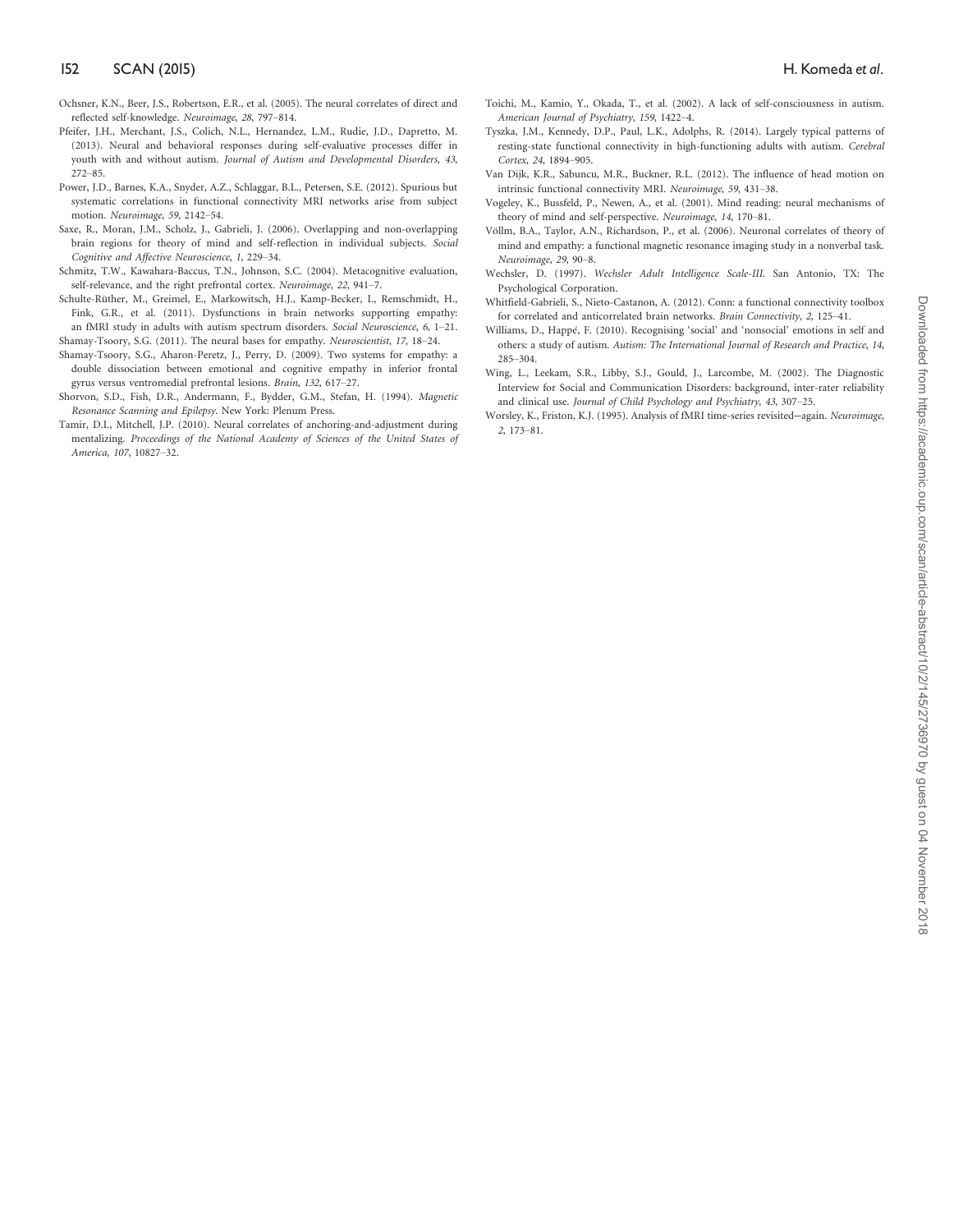Ochsner, K.N., Beer, J.S., Robertson, E.R., et al. (2005). The neural correlates of direct and reflected self-knowledge. *Neuroimage*, *28*, 797–814.

Pfeifer, J.H., Merchant, J.S., Colich, N.L., Hernandez, L.M., Rudie, J.D., Dapretto, M. (2013). Neural and behavioral responses during self-evaluative processes differ in youth with and without autism. *Journal of Autism and Developmental Disorders*, *43*, 272–85.

Power, J.D., Barnes, K.A., Snyder, A.Z., Schlaggar, B.L., Petersen, S.E. (2012). Spurious but systematic correlations in functional connectivity MRI networks arise from subject motion. *Neuroimage*, *59*, 2142–54.

Saxe, R., Moran, J.M., Scholz, J., Gabrieli, J. (2006). Overlapping and non-overlapping brain regions for theory of mind and self-reflection in individual subjects. *Social Cognitive and Affective Neuroscience*, *1*, 229–34.

Schmitz, T.W., Kawahara-Baccus, T.N., Johnson, S.C. (2004). Metacognitive evaluation, self-relevance, and the right prefrontal cortex. *Neuroimage*, *22*, 941–7.

Schulte-Rüther, M., Greimel, E., Markowitsch, H.J., Kamp-Becker, I., Remschmidt, H., Fink, G.R., et al. (2011). Dysfunctions in brain networks supporting empathy: an fMRI study in adults with autism spectrum disorders. *Social Neuroscience*, *6*, 1–21.

Shamay-Tsoory, S.G. (2011). The neural bases for empathy. *Neuroscientist*, *17*, 18–24.

Shamay-Tsoory, S.G., Aharon-Peretz, J., Perry, D. (2009). Two systems for empathy: a double dissociation between emotional and cognitive empathy in inferior frontal gyrus versus ventromedial prefrontal lesions. *Brain*, *132*, 617–27.

Shorvon, S.D., Fish, D.R., Andermann, F., Bydder, G.M., Stefan, H. (1994). *Magnetic Resonance Scanning and Epilepsy*. New York: Plenum Press.

Tamir, D.I., Mitchell, J.P. (2010). Neural correlates of anchoring-and-adjustment during mentalizing. *Proceedings of the National Academy of Sciences of the United States of America*, *107*, 10827–32.

Toichi, M., Kamio, Y., Okada, T., et al. (2002). A lack of self-consciousness in autism. *American Journal of Psychiatry*, *159*, 1422–4.

Tyszka, J.M., Kennedy, D.P., Paul, L.K., Adolphs, R. (2014). Largely typical patterns of resting-state functional connectivity in high-functioning adults with autism. *Cerebral Cortex*, *24*, 1894–905.

Van Dijk, K.R., Sabuncu, M.R., Buckner, R.L. (2012). The influence of head motion on intrinsic functional connectivity MRI. *Neuroimage*, *59*, 431–38.

Vogeley, K., Bussfeld, P., Newen, A., et al. (2001). Mind reading: neural mechanisms of theory of mind and self-perspective. *Neuroimage*, *14*, 170–81.

Völlm, B.A., Taylor, A.N., Richardson, P., et al. (2006). Neuronal correlates of theory of mind and empathy: a functional magnetic resonance imaging study in a nonverbal task. *Neuroimage*, *29*, 90–8.

Wechsler, D. (1997). *Wechsler Adult Intelligence Scale-III*. San Antonio, TX: The Psychological Corporation.

Whitfield-Gabrieli, S., Nieto-Castanon, A. (2012). Conn: a functional connectivity toolbox for correlated and anticorrelated brain networks. *Brain Connectivity*, *2*, 125–41.

Williams, D., Happé, F. (2010). Recognising 'social' and 'nonsocial' emotions in self and others: a study of autism. *Autism: The International Journal of Research and Practice*, *14*, 285–304.

Wing, L., Leekam, S.R., Libby, S.J., Gould, J., Larcombe, M. (2002). The Diagnostic Interview for Social and Communication Disorders: background, inter-rater reliability and clinical use. *Journal of Child Psychology and Psychiatry*, *43*, 307–25.

Worsley, K., Friston, K.J. (1995). Analysis of fMRI time-series revisited—again. *Neuroimage*, *2*, 173–81.